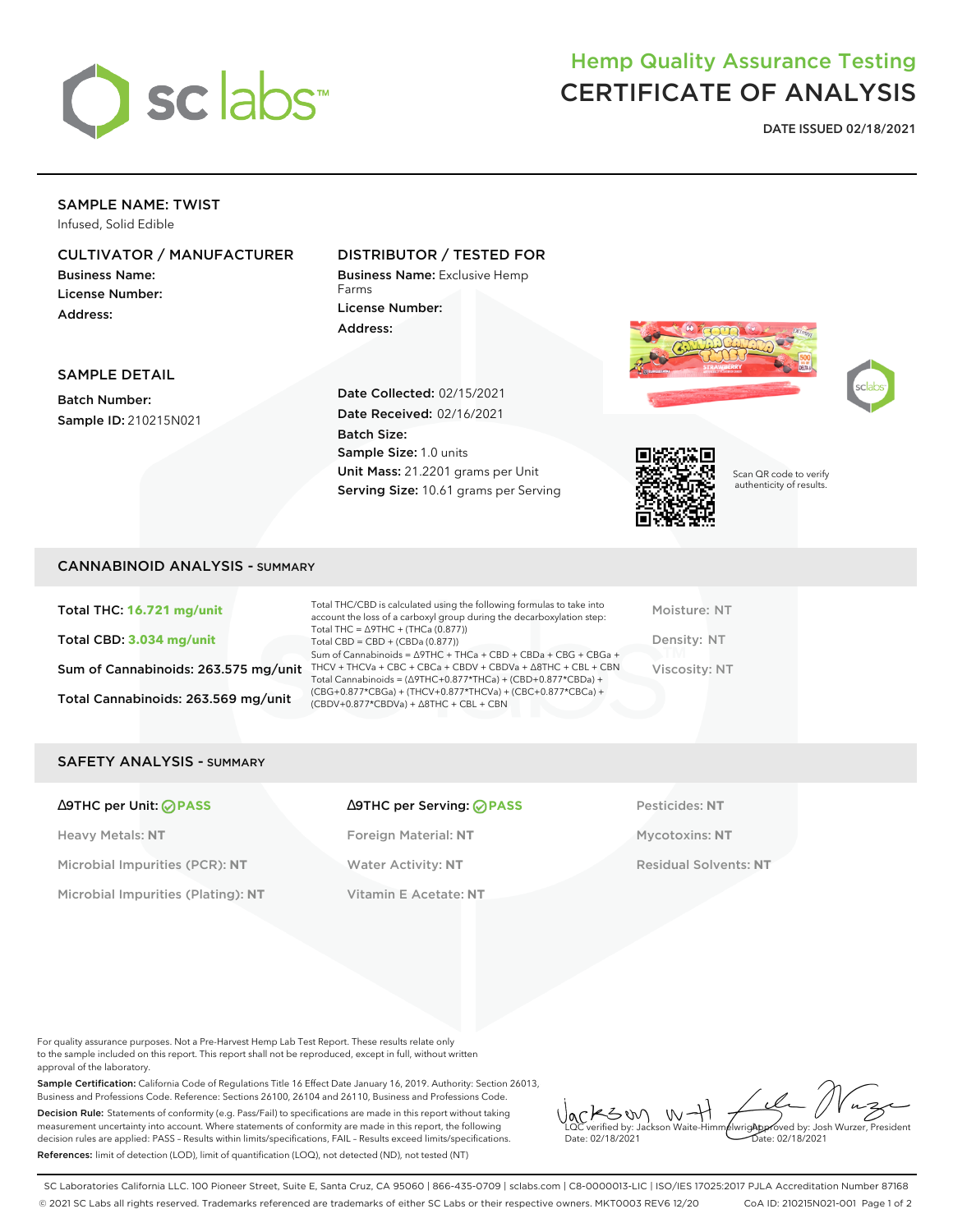# sc labs

## Hemp Quality Assurance Testing
# CERTIFICATE OF ANALYSIS

**DATE ISSUED 02/18/2021**

---

### SAMPLE NAME: TWIST
Infused, Solid Edible

### CULTIVATOR / MANUFACTURER
**Business Name:**
**License Number:**
**Address:**

### DISTRIBUTOR / TESTED FOR
**Business Name:** Exclusive Hemp Farms
**License Number:**
**Address:**

### SAMPLE DETAIL
**Batch Number:**
**Sample ID:** 210215N021

**Date Collected:** 02/15/2021
**Date Received:** 02/16/2021
**Batch Size:**
**Sample Size:** 1.0 units
**Unit Mass:** 21.2201 grams per Unit
**Serving Size:** 10.61 grams per Serving

Scan QR code to verify authenticity of results.

## CANNABINOID ANALYSIS - SUMMARY

**Total THC: 16.721 mg/unit**

**Total CBD: 3.034 mg/unit**

**Sum of Cannabinoids: 263.575 mg/unit**

**Total Cannabinoids: 263.569 mg/unit**

Total THC/CBD is calculated using the following formulas to take into account the loss of a carboxyl group during the decarboxylation step:
Total THC = Δ9THC + (THCa (0.877))
Total CBD = CBD + (CBDa (0.877))
Sum of Cannabinoids = Δ9THC + THCa + CBD + CBDa + CBG + CBGa + THCV + THCVa + CBC + CBCa + CBDV + CBDVa + Δ8THC + CBL + CBN
Total Cannabinoids = (Δ9THC+0.877*THCa) + (CBD+0.877*CBDa) + (CBG+0.877*CBGa) + (THCV+0.877*THCVa) + (CBC+0.877*CBCa) + (CBDV+0.877*CBDVa) + Δ8THC + CBL + CBN

Moisture: NT
Density: NT
Viscosity: NT

## SAFETY ANALYSIS - SUMMARY

| | | |
|---|---|---|
| Δ9THC per Unit: **PASS** | Δ9THC per Serving: **PASS** | Pesticides: **NT** |
| Heavy Metals: **NT** | Foreign Material: **NT** | Mycotoxins: **NT** |
| Microbial Impurities (PCR): **NT** | Water Activity: **NT** | Residual Solvents: **NT** |
| Microbial Impurities (Plating): **NT** | Vitamin E Acetate: **NT** | |

For quality assurance purposes. Not a Pre-Harvest Hemp Lab Test Report. These results relate only to the sample included on this report. This report shall not be reproduced, except in full, without written approval of the laboratory.

**Sample Certification:** California Code of Regulations Title 16 Effect Date January 16, 2019. Authority: Section 26013, Business and Professions Code. Reference: Sections 26100, 26104 and 26110, Business and Professions Code.

**Decision Rule:** Statements of conformity (e.g. Pass/Fail) to specifications are made in this report without taking measurement uncertainty into account. Where statements of conformity are made in this report, the following decision rules are applied: PASS – Results within limits/specifications, FAIL – Results exceed limits/specifications.

**References:** limit of detection (LOD), limit of quantification (LOQ), not detected (ND), not tested (NT)

LQC verified by: Jackson Waite-Himmelwright
Date: 02/18/2021

Approved by: Josh Wurzer, President
Date: 02/18/2021

SC Laboratories California LLC. 100 Pioneer Street, Suite E, Santa Cruz, CA 95060 | 866-435-0709 | sclabs.com | C8-0000013-LIC | ISO/IES 17025:2017 PJLA Accreditation Number 87168
© 2021 SC Labs all rights reserved. Trademarks referenced are trademarks of either SC Labs or their respective owners. MKT0003 REV6 12/20 CoA ID: 210215N021-001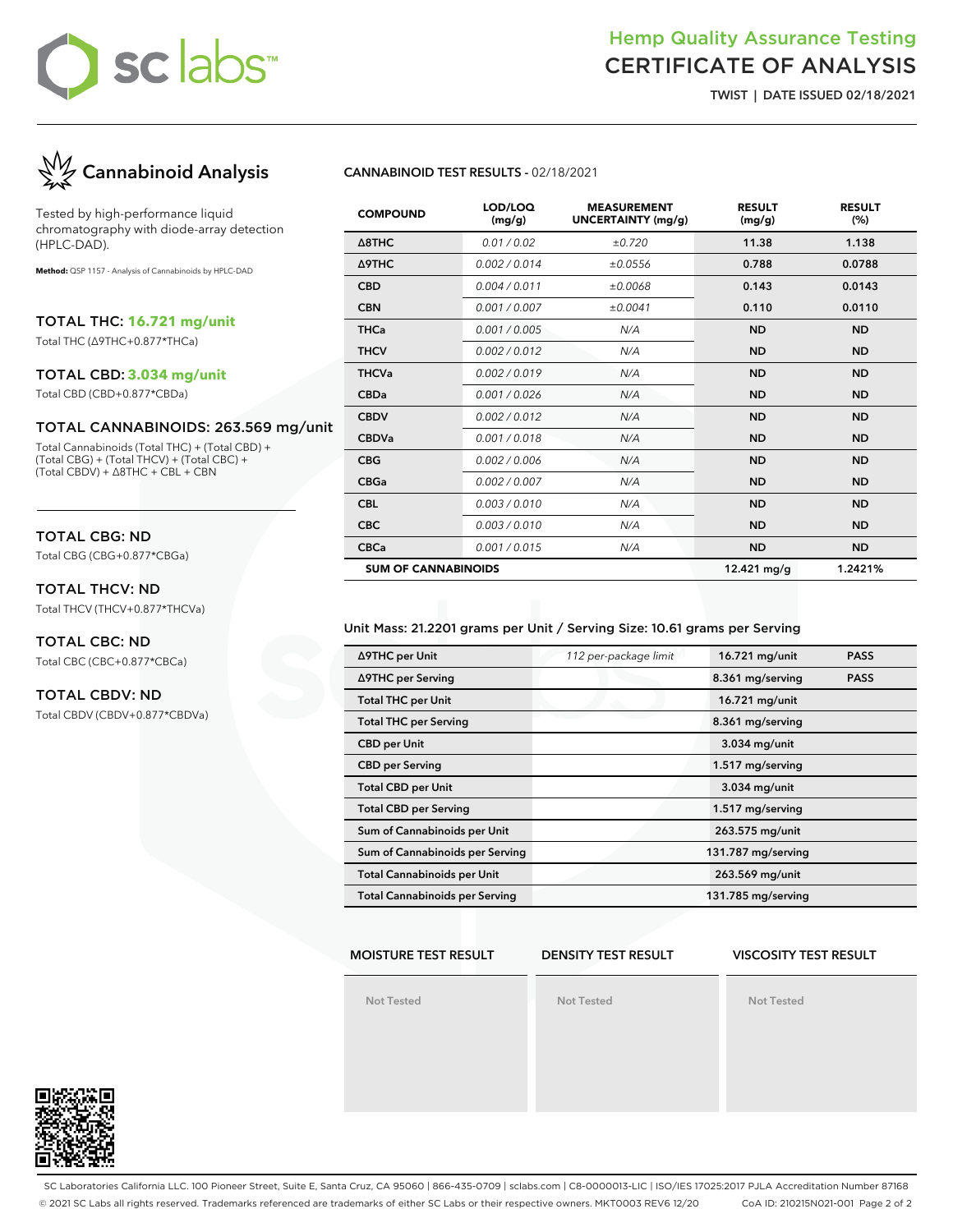# Hemp Quality Assurance Testing
# CERTIFICATE OF ANALYSIS

**TWIST | DATE ISSUED 02/18/2021**

## Cannabinoid Analysis

Tested by high-performance liquid chromatography with diode-array detection (HPLC-DAD).

**Method:** QSP 1157 - Analysis of Cannabinoids by HPLC-DAD

### TOTAL THC: 16.721 mg/unit

Total THC (Δ9THC+0.877*THCa)

### TOTAL CBD: 3.034 mg/unit

Total CBD (CBD+0.877*CBDa)

### TOTAL CANNABINOIDS: 263.569 mg/unit

Total Cannabinoids (Total THC) + (Total CBD) + (Total CBG) + (Total THCV) + (Total CBC) + (Total CBDV) + Δ8THC + CBL + CBN

### TOTAL CBG: ND

Total CBG (CBG+0.877*CBGa)

### TOTAL THCV: ND

Total THCV (THCV+0.877*THCVa)

### TOTAL CBC: ND

Total CBC (CBC+0.877*CBCa)

### TOTAL CBDV: ND

Total CBDV (CBDV+0.877*CBDVa)

**CANNABINOID TEST RESULTS** - 02/18/2021

| COMPOUND | LOD/LOQ (mg/g) | MEASUREMENT UNCERTAINTY (mg/g) | RESULT (mg/g) | RESULT (%) |
|---|---|---|---|---|
| Δ8THC | 0.01 / 0.02 | ±0.720 | 11.38 | 1.138 |
| Δ9THC | 0.002 / 0.014 | ±0.0556 | 0.788 | 0.0788 |
| CBD | 0.004 / 0.011 | ±0.0068 | 0.143 | 0.0143 |
| CBN | 0.001 / 0.007 | ±0.0041 | 0.110 | 0.0110 |
| THCa | 0.001 / 0.005 | N/A | ND | ND |
| THCV | 0.002 / 0.012 | N/A | ND | ND |
| THCVa | 0.002 / 0.019 | N/A | ND | ND |
| CBDa | 0.001 / 0.026 | N/A | ND | ND |
| CBDV | 0.002 / 0.012 | N/A | ND | ND |
| CBDVa | 0.001 / 0.018 | N/A | ND | ND |
| CBG | 0.002 / 0.006 | N/A | ND | ND |
| CBGa | 0.002 / 0.007 | N/A | ND | ND |
| CBL | 0.003 / 0.010 | N/A | ND | ND |
| CBC | 0.003 / 0.010 | N/A | ND | ND |
| CBCa | 0.001 / 0.015 | N/A | ND | ND |
| **SUM OF CANNABINOIDS** | | | 12.421 mg/g | 1.2421% |

Unit Mass: 21.2201 grams per Unit / Serving Size: 10.61 grams per Serving

| | | | |
|---|---|---|---|
| Δ9THC per Unit | 112 per-package limit | 16.721 mg/unit | PASS |
| Δ9THC per Serving | | 8.361 mg/serving | PASS |
| Total THC per Unit | | 16.721 mg/unit | |
| Total THC per Serving | | 8.361 mg/serving | |
| CBD per Unit | | 3.034 mg/unit | |
| CBD per Serving | | 1.517 mg/serving | |
| Total CBD per Unit | | 3.034 mg/unit | |
| Total CBD per Serving | | 1.517 mg/serving | |
| Sum of Cannabinoids per Unit | | 263.575 mg/unit | |
| Sum of Cannabinoids per Serving | | 131.787 mg/serving | |
| Total Cannabinoids per Unit | | 263.569 mg/unit | |
| Total Cannabinoids per Serving | | 131.785 mg/serving | |

| MOISTURE TEST RESULT | DENSITY TEST RESULT | VISCOSITY TEST RESULT |
|---|---|---|
| Not Tested | Not Tested | Not Tested |

SC Laboratories California LLC. 100 Pioneer Street, Suite E, Santa Cruz, CA 95060 | 866-435-0709 | sclabs.com | C8-0000013-LIC | ISO/IES 17025:2017 PJLA Accreditation Number 87168

© 2021 SC Labs all rights reserved. Trademarks referenced are trademarks of either SC Labs or their respective owners. MKT0003 REV6 12/20 CoA ID: 210215N021-001